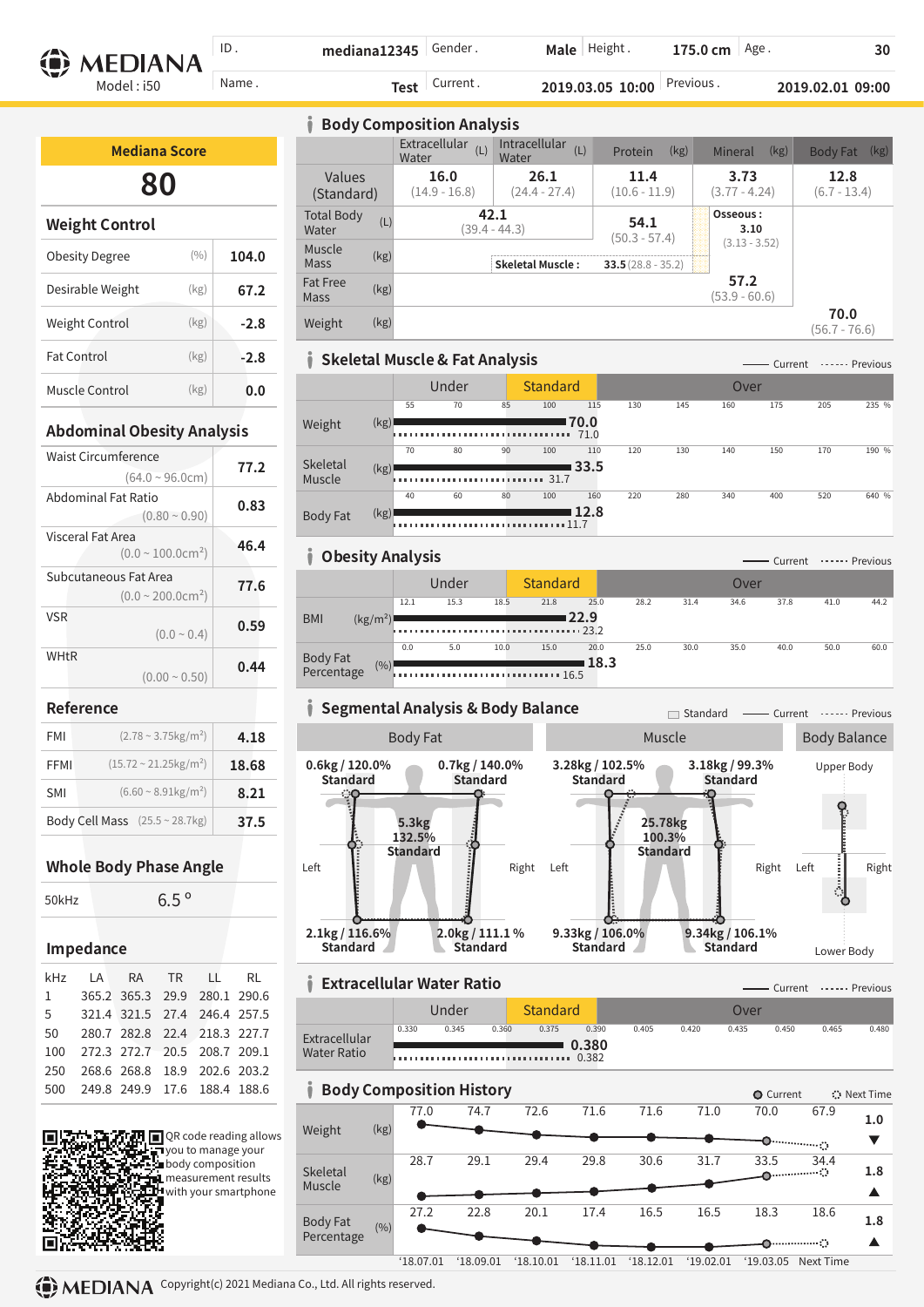# MEDIANA

Model : i50

| ID . | mediana12345 | Gender . | Male | Height . | 175.0 cm | Age . | 30 |
|---|---|---|---|---|---|---|---|
| Name . | Test | Current . | 2019.03.05 10:00 | Previous . | 2019.02.01 09:00 | | |

## Mediana Score

**80**

## Weight Control

| | | |
|---|---|---|
| Obesity Degree | (%) | 104.0 |
| Desirable Weight | (kg) | 67.2 |
| Weight Control | (kg) | -2.8 |
| Fat Control | (kg) | -2.8 |
| Muscle Control | (kg) | 0.0 |

## Abdominal Obesity Analysis

| | |
|---|---|
| Waist Circumference (64.0 ~ 96.0cm) | 77.2 |
| Abdominal Fat Ratio (0.80 ~ 0.90) | 0.83 |
| Visceral Fat Area (0.0 ~ 100.0cm²) | 46.4 |
| Subcutaneous Fat Area (0.0 ~ 200.0cm²) | 77.6 |
| VSR (0.0 ~ 0.4) | 0.59 |
| WHtR (0.00 ~ 0.50) | 0.44 |

## Reference

| | | |
|---|---|---|
| FMI | (2.78 ~ 3.75kg/m²) | 4.18 |
| FFMI | (15.72 ~ 21.25kg/m²) | 18.68 |
| SMI | (6.60 ~ 8.91kg/m²) | 8.21 |
| Body Cell Mass | (25.5 ~ 28.7kg) | 37.5 |

## Whole Body Phase Angle

50kHz 6.5 °

## Impedance

| kHz | LA | RA | TR | LL | RL |
|---|---|---|---|---|---|
| 1 | 365.2 | 365.3 | 29.9 | 280.1 | 290.6 |
| 5 | 321.4 | 321.5 | 27.4 | 246.4 | 257.5 |
| 50 | 280.7 | 282.8 | 22.4 | 218.3 | 227.7 |
| 100 | 272.3 | 272.7 | 20.5 | 208.7 | 209.1 |
| 250 | 268.6 | 268.8 | 18.9 | 202.6 | 203.2 |
| 500 | 249.8 | 249.9 | 17.6 | 188.4 | 188.6 |

QR code reading allows you to manage your body composition measurement results with your smartphone

## Body Composition Analysis

| | Extracellular Water (L) | Intracellular Water (L) | Protein (kg) | Mineral (kg) | Body Fat (kg) |
|---|---|---|---|---|---|
| Values (Standard) | 16.0 (14.9 - 16.8) | 26.1 (24.4 - 27.4) | 11.4 (10.6 - 11.9) | 3.73 (3.77 - 4.24) | 12.8 (6.7 - 13.4) |

- Total Body Water (L): 42.1 (39.4 - 44.3)
- Muscle Mass (kg): 54.1 (50.3 - 57.4)
- Skeletal Muscle : 33.5 (28.8 - 35.2)
- Osseous : 3.10 (3.13 - 3.52)
- Fat Free Mass (kg): 57.2 (53.9 - 60.6)
- Weight (kg): 70.0 (56.7 - 76.6)

## Skeletal Muscle & Fat Analysis

| | Current | Previous |
|---|---|---|
| Weight (kg) | 70.0 | 71.0 |
| Skeletal Muscle (kg) | 33.5 | 31.7 |
| Body Fat (kg) | 12.8 | 11.7 |

## Obesity Analysis

| | Current | Previous |
|---|---|---|
| BMI (kg/m²) | 22.9 | 23.2 |
| Body Fat Percentage (%) | 18.3 | 16.5 |

## Segmental Analysis & Body Balance

**Body Fat**

| | Left | Right |
|---|---|---|
| Arm | 0.6kg / 120.0% Standard | 0.7kg / 140.0% Standard |
| Trunk | 5.3kg 132.5% Standard | |
| Leg | 2.1kg / 116.6% Standard | 2.0kg / 111.1 % Standard |

**Muscle**

| | Left | Right |
|---|---|---|
| Arm | 3.28kg / 102.5% Standard | 3.18kg / 99.3% Standard |
| Trunk | 25.78kg 100.3% Standard | |
| Leg | 9.33kg / 106.0% Standard | 9.34kg / 106.1% Standard |

**Body Balance**: Upper Body, Lower Body, Left, Right

## Extracellular Water Ratio

| | Current | Previous |
|---|---|---|
| Extracellular Water Ratio | 0.380 | 0.382 |

## Body Composition History

| | '18.07.01 | '18.09.01 | '18.10.01 | '18.11.01 | '18.12.01 | '19.02.01 | '19.03.05 | Next Time | |
|---|---|---|---|---|---|---|---|---|---|
| Weight (kg) | 77.0 | 74.7 | 72.6 | 71.6 | 71.6 | 71.0 | 70.0 | 67.9 | 1.0 ▼ |
| Skeletal Muscle (kg) | 28.7 | 29.1 | 29.4 | 29.8 | 30.6 | 31.7 | 33.5 | 34.4 | 1.8 ▲ |
| Body Fat Percentage (%) | 27.2 | 22.8 | 20.1 | 17.4 | 16.5 | 16.5 | 18.3 | 18.6 | 1.8 ▲ |

Copyright(c) 2021 Mediana Co., Ltd. All rights reserved.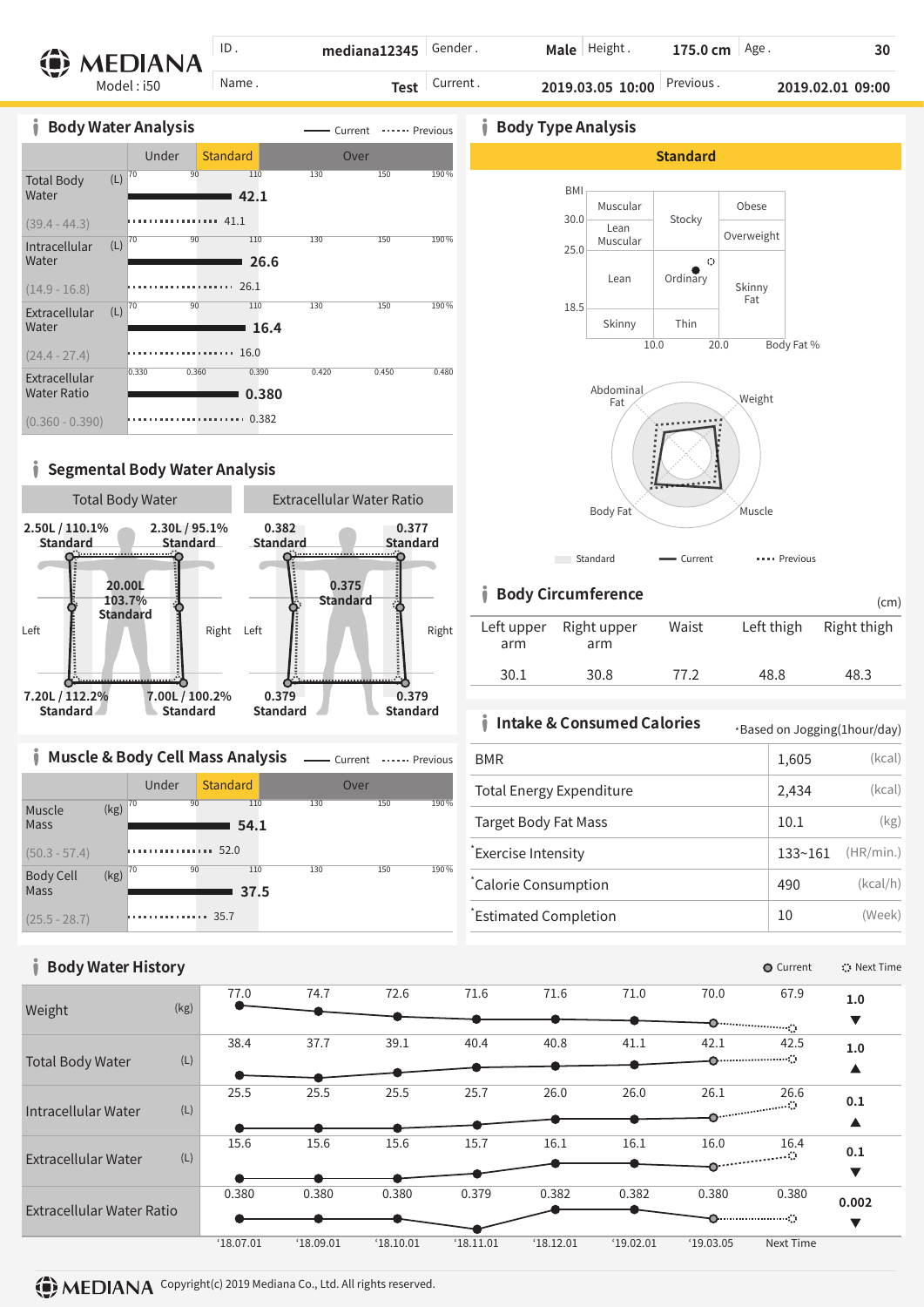MEDIANA
Model : i50

| | | | | | | | |
|---|---|---|---|---|---|---|---|
| ID . | mediana12345 | Gender . | Male | Height . | 175.0 cm | Age . | 30 |
| Name . | Test | Current . | 2019.03.05 10:00 | Previous . | 2019.02.01 09:00 | | |

## Body Water Analysis

— Current ······ Previous

Under | Standard | Over

70 90 110 130 150 190 %

Total Body Water (L) 42.1
(39.4 - 44.3) 41.1

Intracellular Water (L) 26.6
(14.9 - 16.8) 26.1

Extracellular Water (L) 16.4
(24.4 - 27.4) 16.0

0.330 0.360 0.390 0.420 0.450 0.480

Extracellular Water Ratio 0.380
(0.360 - 0.390) 0.382

## Segmental Body Water Analysis

Total Body Water

2.50L / 110.1% Standard
2.30L / 95.1% Standard
20.00L 103.7% Standard
7.20L / 112.2% Standard
7.00L / 100.2% Standard
Left Right

Extracellular Water Ratio

0.382 Standard
0.377 Standard
0.375 Standard
0.379 Standard
0.379 Standard
Left Right

## Muscle & Body Cell Mass Analysis

— Current ······ Previous

Under | Standard | Over

70 90 110 130 150 190 %

Muscle Mass (kg) 54.1
(50.3 - 57.4) 52.0

Body Cell Mass (kg) 37.5
(25.5 - 28.7) 35.7

## Body Type Analysis

Standard

BMI 30.0 25.0 18.5
Muscular | Stocky | Obese
Lean Muscular | | Overweight
Lean | Ordinary | Skinny Fat
Skinny | Thin |
10.0 20.0 Body Fat %

Abdominal Fat
Weight
Body Fat
Muscle

Standard — Current ···· Previous

## Body Circumference

(cm)

| Left upper arm | Right upper arm | Waist | Left thigh | Right thigh |
|---|---|---|---|---|
| 30.1 | 30.8 | 77.2 | 48.8 | 48.3 |

## Intake & Consumed Calories

*Based on Jogging(1hour/day)

| | | |
|---|---|---|
| BMR | 1,605 | (kcal) |
| Total Energy Expenditure | 2,434 | (kcal) |
| Target Body Fat Mass | 10.1 | (kg) |
| *Exercise Intensity | 133~161 | (HR/min.) |
| *Calorie Consumption | 490 | (kcal/h) |
| *Estimated Completion | 10 | (Week) |

## Body Water History

● Current ◌ Next Time

Weight (kg): 77.0, 74.7, 72.6, 71.6, 71.6, 71.0, 70.0, 67.9 — 1.0 ▼

Total Body Water (L): 38.4, 37.7, 39.1, 40.4, 40.8, 41.1, 42.1, 42.5 — 1.0 ▲

Intracellular Water (L): 25.5, 25.5, 25.5, 25.7, 26.0, 26.0, 26.1, 26.6 — 0.1 ▲

Extracellular Water (L): 15.6, 15.6, 15.6, 15.7, 16.1, 16.1, 16.0, 16.4 — 0.1 ▼

Extracellular Water Ratio: 0.380, 0.380, 0.380, 0.379, 0.382, 0.382, 0.380, 0.380 — 0.002 ▼

'18.07.01 '18.09.01 '18.10.01 '18.11.01 '18.12.01 '19.02.01 '19.03.05 Next Time

MEDIANA Copyright(c) 2019 Mediana Co., Ltd. All rights reserved.